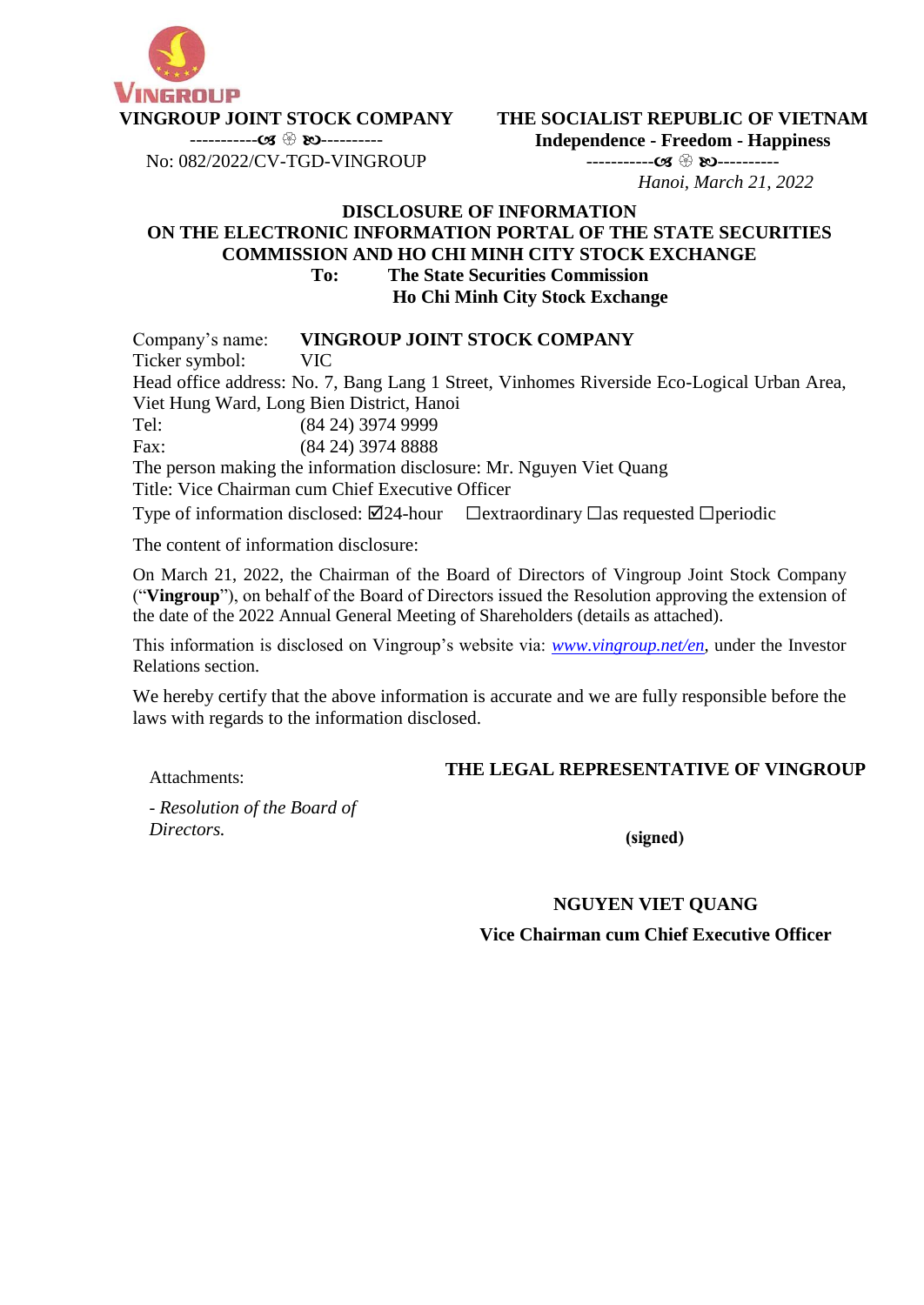**VINGROUP JOINT STOCK COMPANY**

-----------☙ ❀ ❧----------

No: 082/2022/CV-TGD-VINGROUP

**THE SOCIALIST REPUBLIC OF VIETNAM**

**Independence - Freedom - Happiness**

-----------☙ ❀ ❧----------

*Hanoi, March 21, 2022*

**DISCLOSURE OF INFORMATION**
**ON THE ELECTRONIC INFORMATION PORTAL OF THE STATE SECURITIES COMMISSION AND HO CHI MINH CITY STOCK EXCHANGE**

**To: The State Securities Commission**
**Ho Chi Minh City Stock Exchange**

Company's name: **VINGROUP JOINT STOCK COMPANY**

Ticker symbol: VIC

Head office address: No. 7, Bang Lang 1 Street, Vinhomes Riverside Eco-Logical Urban Area, Viet Hung Ward, Long Bien District, Hanoi

Tel: (84 24) 3974 9999

Fax: (84 24) 3974 8888

The person making the information disclosure: Mr. Nguyen Viet Quang

Title: Vice Chairman cum Chief Executive Officer

Type of information disclosed: ☑24-hour ☐extraordinary ☐as requested ☐periodic

The content of information disclosure:

On March 21, 2022, the Chairman of the Board of Directors of Vingroup Joint Stock Company ("**Vingroup**"), on behalf of the Board of Directors issued the Resolution approving the extension of the date of the 2022 Annual General Meeting of Shareholders (details as attached).

This information is disclosed on Vingroup's website via: *www.vingroup.net/en*, under the Investor Relations section.

We hereby certify that the above information is accurate and we are fully responsible before the laws with regards to the information disclosed.

Attachments:

*- Resolution of the Board of Directors.*

**THE LEGAL REPRESENTATIVE OF VINGROUP**

**(signed)**

**NGUYEN VIET QUANG**

**Vice Chairman cum Chief Executive Officer**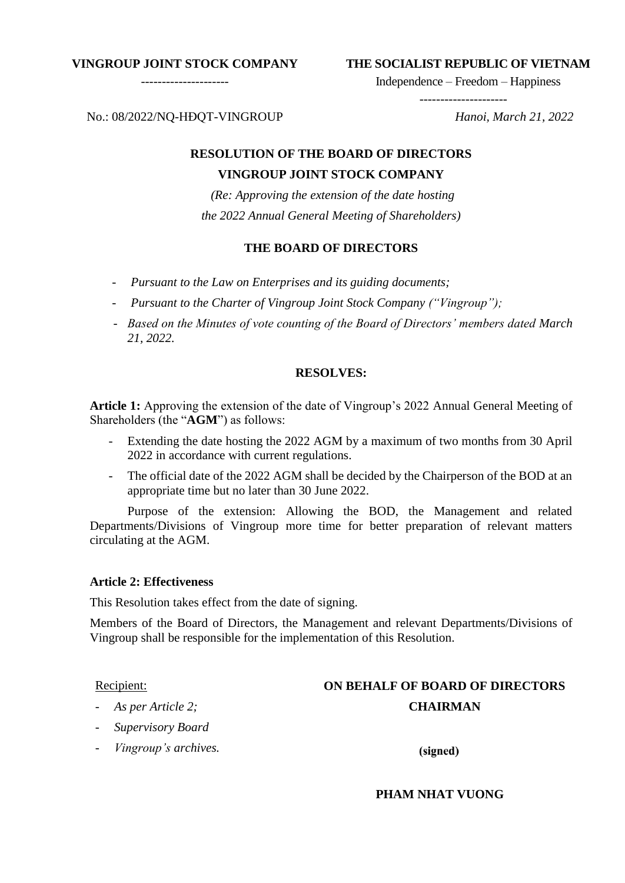**VINGROUP JOINT STOCK COMPANY**

--------------------

No.: 08/2022/NQ-HĐQT-VINGROUP

**THE SOCIALIST REPUBLIC OF VIETNAM**

Independence – Freedom – Happiness

--------------------

*Hanoi, March 21, 2022*

# RESOLUTION OF THE BOARD OF DIRECTORS
# VINGROUP JOINT STOCK COMPANY

*(Re: Approving the extension of the date hosting the 2022 Annual General Meeting of Shareholders)*

## THE BOARD OF DIRECTORS

- *Pursuant to the Law on Enterprises and its guiding documents;*
- *Pursuant to the Charter of Vingroup Joint Stock Company ("Vingroup");*
- *Based on the Minutes of vote counting of the Board of Directors' members dated March 21, 2022.*

## RESOLVES:

**Article 1:** Approving the extension of the date of Vingroup's 2022 Annual General Meeting of Shareholders (the "**AGM**") as follows:

- Extending the date hosting the 2022 AGM by a maximum of two months from 30 April 2022 in accordance with current regulations.
- The official date of the 2022 AGM shall be decided by the Chairperson of the BOD at an appropriate time but no later than 30 June 2022.

Purpose of the extension: Allowing the BOD, the Management and related Departments/Divisions of Vingroup more time for better preparation of relevant matters circulating at the AGM.

**Article 2: Effectiveness**

This Resolution takes effect from the date of signing.

Members of the Board of Directors, the Management and relevant Departments/Divisions of Vingroup shall be responsible for the implementation of this Resolution.

Recipient:

- *As per Article 2;*
- *Supervisory Board*
- *Vingroup's archives.*

**ON BEHALF OF BOARD OF DIRECTORS**

**CHAIRMAN**

**(signed)**

**PHAM NHAT VUONG**